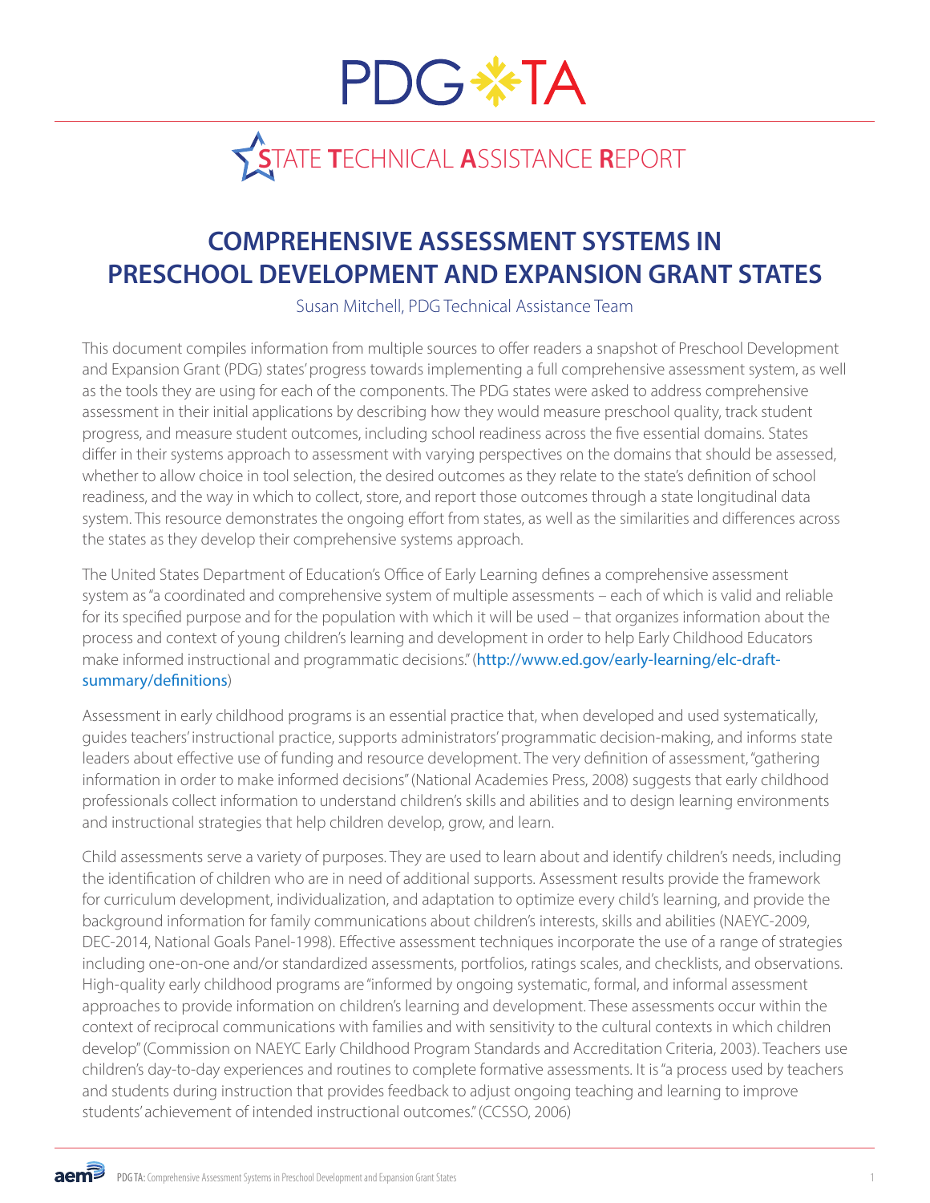# PDG TA

## STATE TECHNICAL ASSISTANCE REPORT

# COMPREHENSIVE ASSESSMENT SYSTEMS IN PRESCHOOL DEVELOPMENT AND EXPANSION GRANT STATES

Susan Mitchell, PDG Technical Assistance Team

This document compiles information from multiple sources to offer readers a snapshot of Preschool Development and Expansion Grant (PDG) states' progress towards implementing a full comprehensive assessment system, as well as the tools they are using for each of the components. The PDG states were asked to address comprehensive assessment in their initial applications by describing how they would measure preschool quality, track student progress, and measure student outcomes, including school readiness across the five essential domains. States differ in their systems approach to assessment with varying perspectives on the domains that should be assessed, whether to allow choice in tool selection, the desired outcomes as they relate to the state's definition of school readiness, and the way in which to collect, store, and report those outcomes through a state longitudinal data system. This resource demonstrates the ongoing effort from states, as well as the similarities and differences across the states as they develop their comprehensive systems approach.

The United States Department of Education's Office of Early Learning defines a comprehensive assessment system as "a coordinated and comprehensive system of multiple assessments – each of which is valid and reliable for its specified purpose and for the population with which it will be used – that organizes information about the process and context of young children's learning and development in order to help Early Childhood Educators make informed instructional and programmatic decisions." (http://www.ed.gov/early-learning/elc-draft-summary/definitions)

Assessment in early childhood programs is an essential practice that, when developed and used systematically, guides teachers' instructional practice, supports administrators' programmatic decision-making, and informs state leaders about effective use of funding and resource development. The very definition of assessment, "gathering information in order to make informed decisions" (National Academies Press, 2008) suggests that early childhood professionals collect information to understand children's skills and abilities and to design learning environments and instructional strategies that help children develop, grow, and learn.

Child assessments serve a variety of purposes. They are used to learn about and identify children's needs, including the identification of children who are in need of additional supports. Assessment results provide the framework for curriculum development, individualization, and adaptation to optimize every child's learning, and provide the background information for family communications about children's interests, skills and abilities (NAEYC-2009, DEC-2014, National Goals Panel-1998). Effective assessment techniques incorporate the use of a range of strategies including one-on-one and/or standardized assessments, portfolios, ratings scales, and checklists, and observations. High-quality early childhood programs are "informed by ongoing systematic, formal, and informal assessment approaches to provide information on children's learning and development. These assessments occur within the context of reciprocal communications with families and with sensitivity to the cultural contexts in which children develop" (Commission on NAEYC Early Childhood Program Standards and Accreditation Criteria, 2003). Teachers use children's day-to-day experiences and routines to complete formative assessments. It is "a process used by teachers and students during instruction that provides feedback to adjust ongoing teaching and learning to improve students' achievement of intended instructional outcomes." (CCSSO, 2006)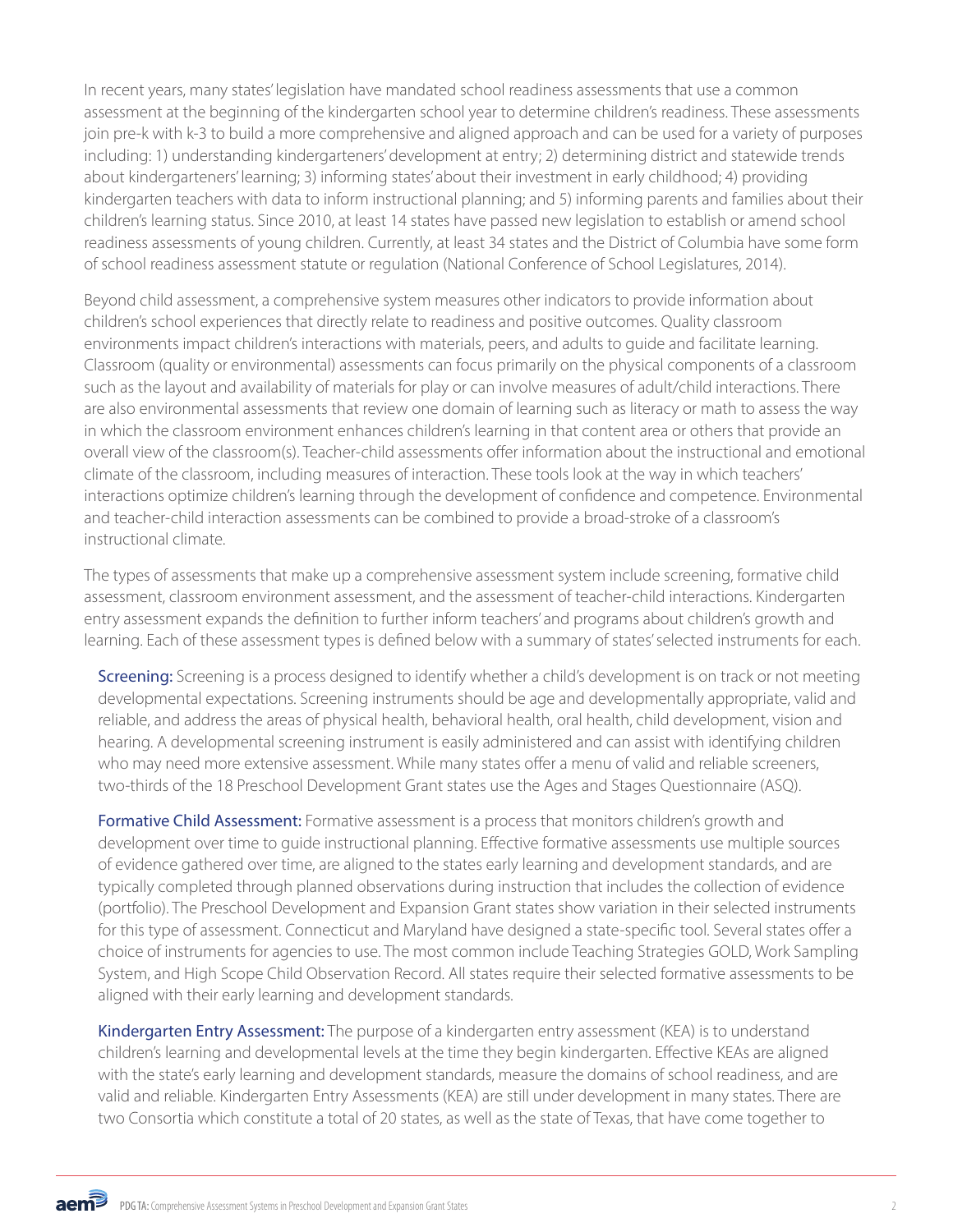In recent years, many states' legislation have mandated school readiness assessments that use a common assessment at the beginning of the kindergarten school year to determine children's readiness. These assessments join pre-k with k-3 to build a more comprehensive and aligned approach and can be used for a variety of purposes including: 1) understanding kindergarteners' development at entry; 2) determining district and statewide trends about kindergarteners' learning; 3) informing states' about their investment in early childhood; 4) providing kindergarten teachers with data to inform instructional planning; and 5) informing parents and families about their children's learning status. Since 2010, at least 14 states have passed new legislation to establish or amend school readiness assessments of young children. Currently, at least 34 states and the District of Columbia have some form of school readiness assessment statute or regulation (National Conference of School Legislatures, 2014).

Beyond child assessment, a comprehensive system measures other indicators to provide information about children's school experiences that directly relate to readiness and positive outcomes. Quality classroom environments impact children's interactions with materials, peers, and adults to guide and facilitate learning. Classroom (quality or environmental) assessments can focus primarily on the physical components of a classroom such as the layout and availability of materials for play or can involve measures of adult/child interactions. There are also environmental assessments that review one domain of learning such as literacy or math to assess the way in which the classroom environment enhances children's learning in that content area or others that provide an overall view of the classroom(s). Teacher-child assessments offer information about the instructional and emotional climate of the classroom, including measures of interaction. These tools look at the way in which teachers' interactions optimize children's learning through the development of confidence and competence. Environmental and teacher-child interaction assessments can be combined to provide a broad-stroke of a classroom's instructional climate.

The types of assessments that make up a comprehensive assessment system include screening, formative child assessment, classroom environment assessment, and the assessment of teacher-child interactions. Kindergarten entry assessment expands the definition to further inform teachers' and programs about children's growth and learning. Each of these assessment types is defined below with a summary of states' selected instruments for each.

**Screening:** Screening is a process designed to identify whether a child's development is on track or not meeting developmental expectations. Screening instruments should be age and developmentally appropriate, valid and reliable, and address the areas of physical health, behavioral health, oral health, child development, vision and hearing. A developmental screening instrument is easily administered and can assist with identifying children who may need more extensive assessment. While many states offer a menu of valid and reliable screeners, two-thirds of the 18 Preschool Development Grant states use the Ages and Stages Questionnaire (ASQ).

**Formative Child Assessment:** Formative assessment is a process that monitors children's growth and development over time to guide instructional planning. Effective formative assessments use multiple sources of evidence gathered over time, are aligned to the states early learning and development standards, and are typically completed through planned observations during instruction that includes the collection of evidence (portfolio). The Preschool Development and Expansion Grant states show variation in their selected instruments for this type of assessment. Connecticut and Maryland have designed a state-specific tool. Several states offer a choice of instruments for agencies to use. The most common include Teaching Strategies GOLD, Work Sampling System, and High Scope Child Observation Record. All states require their selected formative assessments to be aligned with their early learning and development standards.

**Kindergarten Entry Assessment:** The purpose of a kindergarten entry assessment (KEA) is to understand children's learning and developmental levels at the time they begin kindergarten. Effective KEAs are aligned with the state's early learning and development standards, measure the domains of school readiness, and are valid and reliable. Kindergarten Entry Assessments (KEA) are still under development in many states. There are two Consortia which constitute a total of 20 states, as well as the state of Texas, that have come together to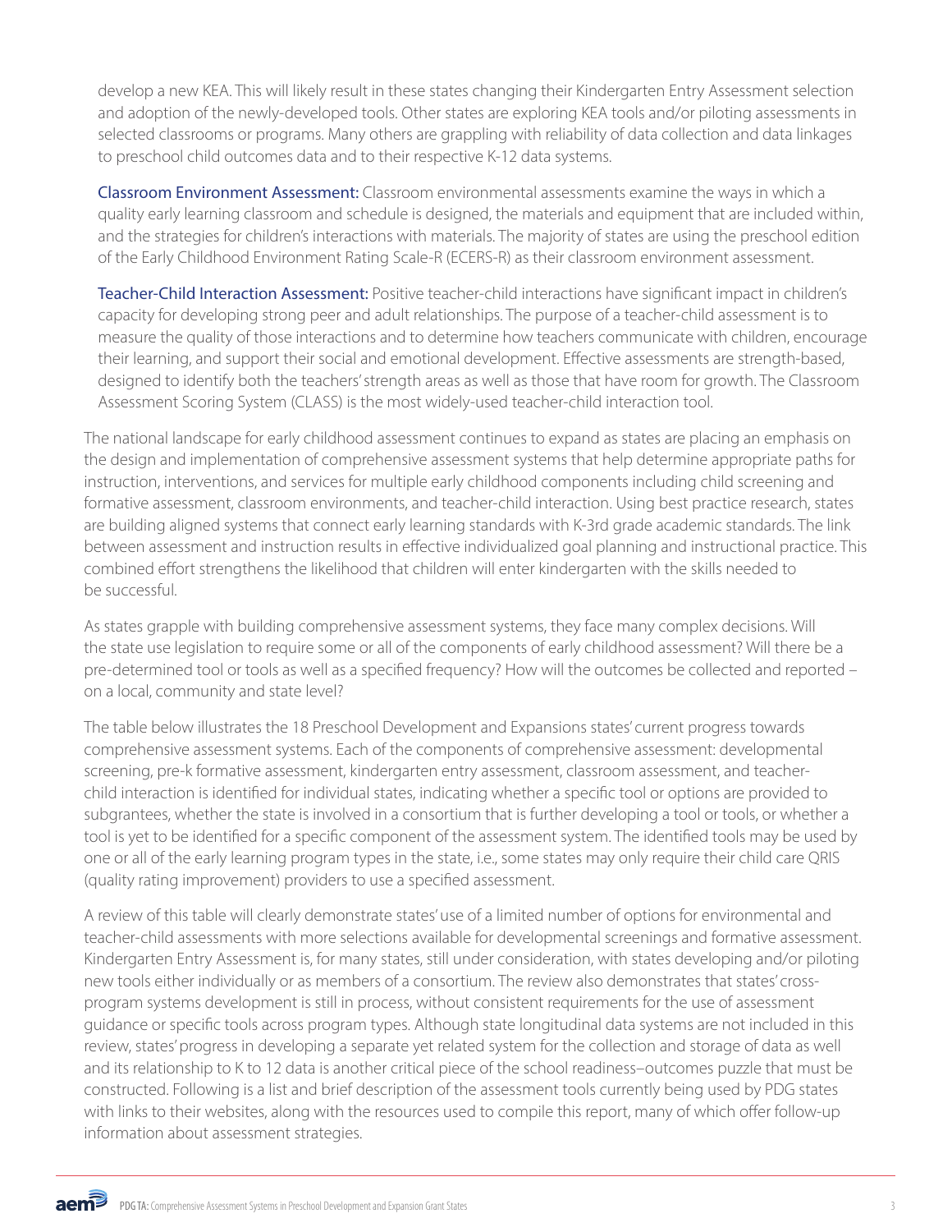develop a new KEA. This will likely result in these states changing their Kindergarten Entry Assessment selection and adoption of the newly-developed tools. Other states are exploring KEA tools and/or piloting assessments in selected classrooms or programs. Many others are grappling with reliability of data collection and data linkages to preschool child outcomes data and to their respective K-12 data systems.

**Classroom Environment Assessment:** Classroom environmental assessments examine the ways in which a quality early learning classroom and schedule is designed, the materials and equipment that are included within, and the strategies for children's interactions with materials. The majority of states are using the preschool edition of the Early Childhood Environment Rating Scale-R (ECERS-R) as their classroom environment assessment.

**Teacher-Child Interaction Assessment:** Positive teacher-child interactions have significant impact in children's capacity for developing strong peer and adult relationships. The purpose of a teacher-child assessment is to measure the quality of those interactions and to determine how teachers communicate with children, encourage their learning, and support their social and emotional development. Effective assessments are strength-based, designed to identify both the teachers' strength areas as well as those that have room for growth. The Classroom Assessment Scoring System (CLASS) is the most widely-used teacher-child interaction tool.

The national landscape for early childhood assessment continues to expand as states are placing an emphasis on the design and implementation of comprehensive assessment systems that help determine appropriate paths for instruction, interventions, and services for multiple early childhood components including child screening and formative assessment, classroom environments, and teacher-child interaction. Using best practice research, states are building aligned systems that connect early learning standards with K-3rd grade academic standards. The link between assessment and instruction results in effective individualized goal planning and instructional practice. This combined effort strengthens the likelihood that children will enter kindergarten with the skills needed to be successful.

As states grapple with building comprehensive assessment systems, they face many complex decisions. Will the state use legislation to require some or all of the components of early childhood assessment? Will there be a pre-determined tool or tools as well as a specified frequency? How will the outcomes be collected and reported – on a local, community and state level?

The table below illustrates the 18 Preschool Development and Expansions states' current progress towards comprehensive assessment systems. Each of the components of comprehensive assessment: developmental screening, pre-k formative assessment, kindergarten entry assessment, classroom assessment, and teacher-child interaction is identified for individual states, indicating whether a specific tool or options are provided to subgrantees, whether the state is involved in a consortium that is further developing a tool or tools, or whether a tool is yet to be identified for a specific component of the assessment system. The identified tools may be used by one or all of the early learning program types in the state, i.e., some states may only require their child care QRIS (quality rating improvement) providers to use a specified assessment.

A review of this table will clearly demonstrate states' use of a limited number of options for environmental and teacher-child assessments with more selections available for developmental screenings and formative assessment. Kindergarten Entry Assessment is, for many states, still under consideration, with states developing and/or piloting new tools either individually or as members of a consortium. The review also demonstrates that states' cross-program systems development is still in process, without consistent requirements for the use of assessment guidance or specific tools across program types. Although state longitudinal data systems are not included in this review, states' progress in developing a separate yet related system for the collection and storage of data as well and its relationship to K to 12 data is another critical piece of the school readiness–outcomes puzzle that must be constructed. Following is a list and brief description of the assessment tools currently being used by PDG states with links to their websites, along with the resources used to compile this report, many of which offer follow-up information about assessment strategies.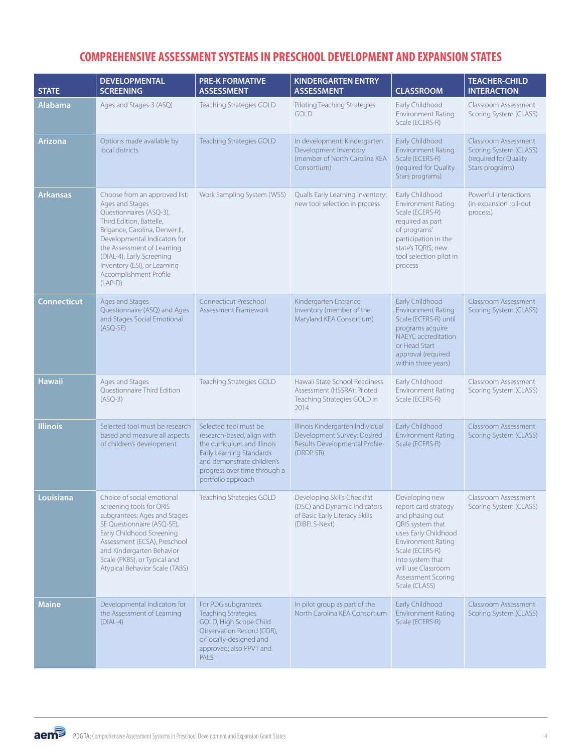# COMPREHENSIVE ASSESSMENT SYSTEMS IN PRESCHOOL DEVELOPMENT AND EXPANSION STATES

| STATE | DEVELOPMENTAL SCREENING | PRE-K FORMATIVE ASSESSMENT | KINDERGARTEN ENTRY ASSESSMENT | CLASSROOM | TEACHER-CHILD INTERACTION |
|---|---|---|---|---|---|
| **Alabama** | Ages and Stages-3 (ASQ) | Teaching Strategies GOLD | Piloting Teaching Strategies GOLD | Early Childhood Environment Rating Scale (ECERS-R) | Classroom Assessment Scoring System (CLASS) |
| **Arizona** | Options made available by local districts | Teaching Strategies GOLD | In development: Kindergarten Development Inventory (member of North Carolina KEA Consortium) | Early Childhood Environment Rating Scale (ECERS-R) (required for Quality Stars programs) | Classroom Assessment Scoring System (CLASS) (required for Quality Stars programs) |
| **Arkansas** | Choose from an approved list: Ages and Stages Questionnaires (ASQ-3), Third Edition, Battelle, Brigance, Carolina, Denver II, Developmental Indicators for the Assessment of Learning (DIAL-4), Early Screening Inventory (ESI), or Learning Accomplishment Profile (LAP-D) | Work Sampling System (WSS) | Qualls Early Learning Inventory; new tool selection in process | Early Childhood Environment Rating Scale (ECERS-R) required as part of programs' participation in the state's TQRIS; new tool selection pilot in process | Powerful Interactions (in expansion roll-out process) |
| **Connecticut** | Ages and Stages Questionnaire (ASQ) and Ages and Stages Social Emotional (ASQ-SE) | Connecticut Preschool Assessment Framework | Kindergarten Entrance Inventory (member of the Maryland KEA Consortium) | Early Childhood Environment Rating Scale (ECERS-R) until programs acquire NAEYC accreditation or Head Start approval (required within three years) | Classroom Assessment Scoring System (CLASS) |
| **Hawaii** | Ages and Stages Questionnaire Third Edition (ASQ-3) | Teaching Strategies GOLD | Hawaii State School Readiness Assessment (HSSRA): Piloted Teaching Strategies GOLD in 2014 | Early Childhood Environment Rating Scale (ECERS-R) | Classroom Assessment Scoring System (CLASS) |
| **Illinois** | Selected tool must be research based and measure all aspects of children's development | Selected tool must be research-based, align with the curriculum and Illinois Early Learning Standards and demonstrate children's progress over time through a portfolio approach | Illinois Kindergarten Individual Development Survey: Desired Results Developmental Profile-(DRDP SR) | Early Childhood Environment Rating Scale (ECERS-R) | Classroom Assessment Scoring System (CLASS) |
| **Louisiana** | Choice of social emotional screening tools for QRIS subgrantees: Ages and Stages SE Questionnaire (ASQ-SE), Early Childhood Screening Assessment (ECSA), Preschool and Kindergarten Behavior Scale (PKBS), or Typical and Atypical Behavior Scale (TABS) | Teaching Strategies GOLD | Developing Skills Checklist (DSC) and Dynamic Indicators of Basic Early Literacy Skills (DIBELS-Next) | Developing new report card strategy and phasing out QRIS system that uses Early Childhood Environment Rating Scale (ECERS-R) into system that will use Classroom Assessment Scoring Scale (CLASS) | Classroom Assessment Scoring System (CLASS) |
| **Maine** | Developmental Indicators for the Assessment of Learning (DIAL-4) | For PDG subgrantees: Teaching Strategies GOLD, High Scope Child Observation Record (COR), or locally-designed and approved; also PPVT and PALS | In pilot group as part of the North Carolina KEA Consortium | Early Childhood Environment Rating Scale (ECERS-R) | Classroom Assessment Scoring System (CLASS) |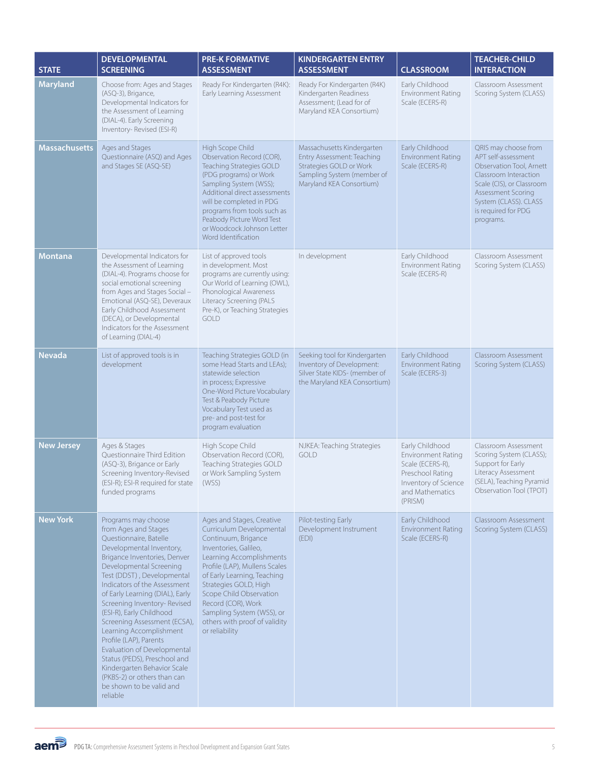| STATE | DEVELOPMENTAL SCREENING | PRE-K FORMATIVE ASSESSMENT | KINDERGARTEN ENTRY ASSESSMENT | CLASSROOM | TEACHER-CHILD INTERACTION |
|---|---|---|---|---|---|
| Maryland | Choose from: Ages and Stages (ASQ-3), Brigance, Developmental Indicators for the Assessment of Learning (DIAL-4). Early Screening Inventory- Revised (ESI-R) | Ready For Kindergarten (R4K): Early Learning Assessment | Ready For Kindergarten (R4K) Kindergarten Readiness Assessment; (Lead for of Maryland KEA Consortium) | Early Childhood Environment Rating Scale (ECERS-R) | Classroom Assessment Scoring System (CLASS) |
| Massachusetts | Ages and Stages Questionnaire (ASQ) and Ages and Stages SE (ASQ-SE) | High Scope Child Observation Record (COR), Teaching Strategies GOLD (PDG programs) or Work Sampling System (WSS); Additional direct assessments will be completed in PDG programs from tools such as Peabody Picture Word Test or Woodcock Johnson Letter Word Identification | Massachusetts Kindergarten Entry Assessment: Teaching Strategies GOLD or Work Sampling System (member of Maryland KEA Consortium) | Early Childhood Environment Rating Scale (ECERS-R) | QRIS may choose from APT self-assessment Observation Tool, Arnett Classroom Interaction Scale (CIS), or Classroom Assessment Scoring System (CLASS). CLASS is required for PDG programs. |
| Montana | Developmental Indicators for the Assessment of Learning (DIAL-4). Programs choose for social emotional screening from Ages and Stages Social – Emotional (ASQ-SE), Deveraux Early Childhood Assessment (DECA), or Developmental Indicators for the Assessment of Learning (DIAL-4) | List of approved tools in development. Most programs are currently using: Our World of Learning (OWL), Phonological Awareness Literacy Screening (PALS Pre-K), or Teaching Strategies GOLD | In development | Early Childhood Environment Rating Scale (ECERS-R) | Classroom Assessment Scoring System (CLASS) |
| Nevada | List of approved tools is in development | Teaching Strategies GOLD (in some Head Starts and LEAs); statewide selection in process; Expressive One-Word Picture Vocabulary Test & Peabody Picture Vocabulary Test used as pre- and post-test for program evaluation | Seeking tool for Kindergarten Inventory of Development: Silver State KIDS- (member of the Maryland KEA Consortium) | Early Childhood Environment Rating Scale (ECERS-3) | Classroom Assessment Scoring System (CLASS) |
| New Jersey | Ages & Stages Questionnaire Third Edition (ASQ-3), Brigance or Early Screening Inventory-Revised (ESI-R); ESI-R required for state funded programs | High Scope Child Observation Record (COR), Teaching Strategies GOLD or Work Sampling System (WSS) | NJKEA: Teaching Strategies GOLD | Early Childhood Environment Rating Scale (ECERS-R), Preschool Rating Inventory of Science and Mathematics (PRISM) | Classroom Assessment Scoring System (CLASS); Support for Early Literacy Assessment (SELA), Teaching Pyramid Observation Tool (TPOT) |
| New York | Programs may choose from Ages and Stages Questionnaire, Batelle Developmental Inventory, Brigance Inventories, Denver Developmental Screening Test (DDST) , Developmental Indicators of the Assessment of Early Learning (DIAL), Early Screening Inventory- Revised (ESI-R), Early Childhood Screening Assessment (ECSA), Learning Accomplishment Profile (LAP), Parents Evaluation of Developmental Status (PEDS), Preschool and Kindergarten Behavior Scale (PKBS-2) or others than can be shown to be valid and reliable | Ages and Stages, Creative Curriculum Developmental Continuum, Brigance Inventories, Galileo, Learning Accomplishments Profile (LAP), Mullens Scales of Early Learning, Teaching Strategies GOLD, High Scope Child Observation Record (COR), Work Sampling System (WSS), or others with proof of validity or reliability | Pilot-testing Early Development Instrument (EDI) | Early Childhood Environment Rating Scale (ECERS-R) | Classroom Assessment Scoring System (CLASS) |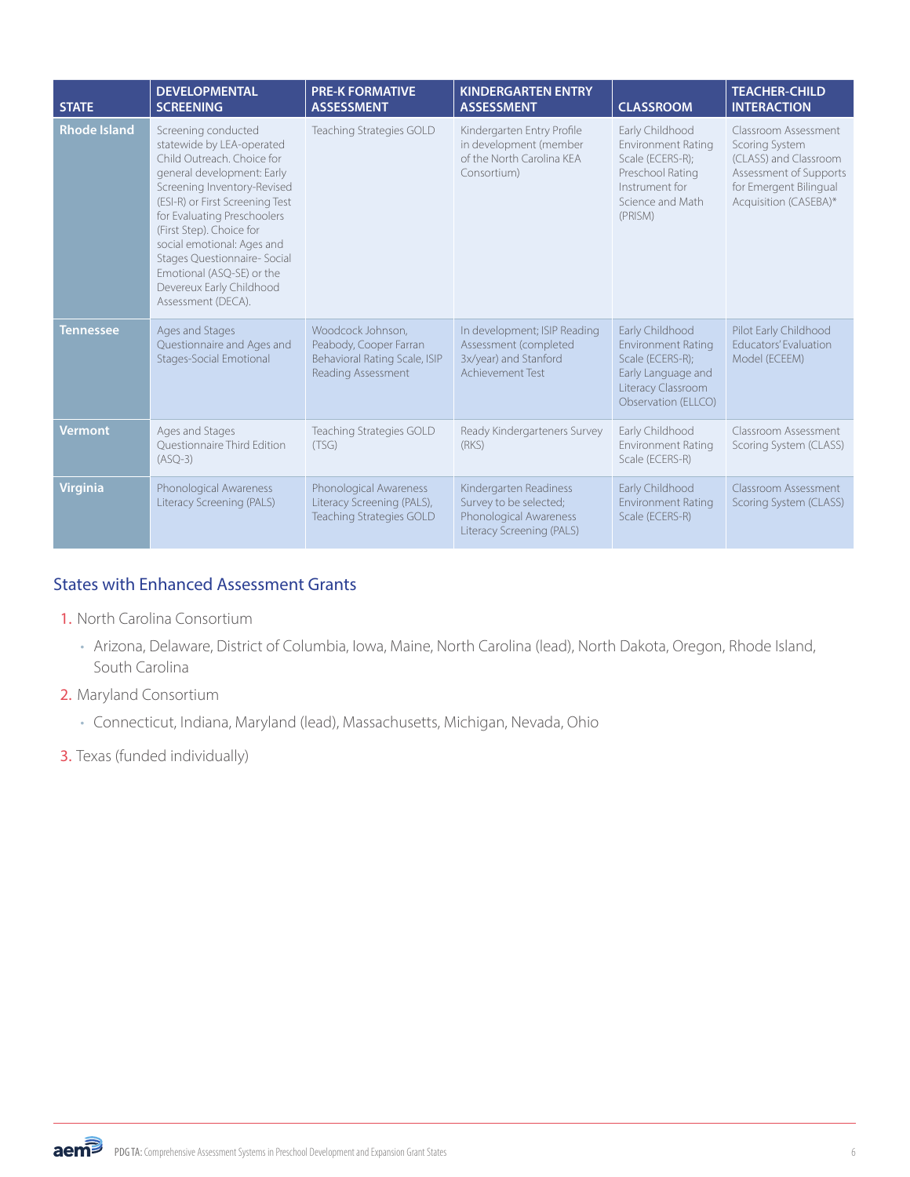| STATE | DEVELOPMENTAL SCREENING | PRE-K FORMATIVE ASSESSMENT | KINDERGARTEN ENTRY ASSESSMENT | CLASSROOM | TEACHER-CHILD INTERACTION |
|---|---|---|---|---|---|
| **Rhode Island** | Screening conducted statewide by LEA-operated Child Outreach. Choice for general development: Early Screening Inventory-Revised (ESI-R) or First Screening Test for Evaluating Preschoolers (First Step). Choice for social emotional: Ages and Stages Questionnaire- Social Emotional (ASQ-SE) or the Devereux Early Childhood Assessment (DECA). | Teaching Strategies GOLD | Kindergarten Entry Profile in development (member of the North Carolina KEA Consortium) | Early Childhood Environment Rating Scale (ECERS-R); Preschool Rating Instrument for Science and Math (PRISM) | Classroom Assessment Scoring System (CLASS) and Classroom Assessment of Supports for Emergent Bilingual Acquisition (CASEBA)* |
| **Tennessee** | Ages and Stages Questionnaire and Ages and Stages-Social Emotional | Woodcock Johnson, Peabody, Cooper Farran Behavioral Rating Scale, ISIP Reading Assessment | In development; ISIP Reading Assessment (completed 3x/year) and Stanford Achievement Test | Early Childhood Environment Rating Scale (ECERS-R); Early Language and Literacy Classroom Observation (ELLCO) | Pilot Early Childhood Educators' Evaluation Model (ECEEM) |
| **Vermont** | Ages and Stages Questionnaire Third Edition (ASQ-3) | Teaching Strategies GOLD (TSG) | Ready Kindergarteners Survey (RKS) | Early Childhood Environment Rating Scale (ECERS-R) | Classroom Assessment Scoring System (CLASS) |
| **Virginia** | Phonological Awareness Literacy Screening (PALS) | Phonological Awareness Literacy Screening (PALS), Teaching Strategies GOLD | Kindergarten Readiness Survey to be selected; Phonological Awareness Literacy Screening (PALS) | Early Childhood Environment Rating Scale (ECERS-R) | Classroom Assessment Scoring System (CLASS) |

## States with Enhanced Assessment Grants

1. North Carolina Consortium
   - Arizona, Delaware, District of Columbia, Iowa, Maine, North Carolina (lead), North Dakota, Oregon, Rhode Island, South Carolina
2. Maryland Consortium
   - Connecticut, Indiana, Maryland (lead), Massachusetts, Michigan, Nevada, Ohio
3. Texas (funded individually)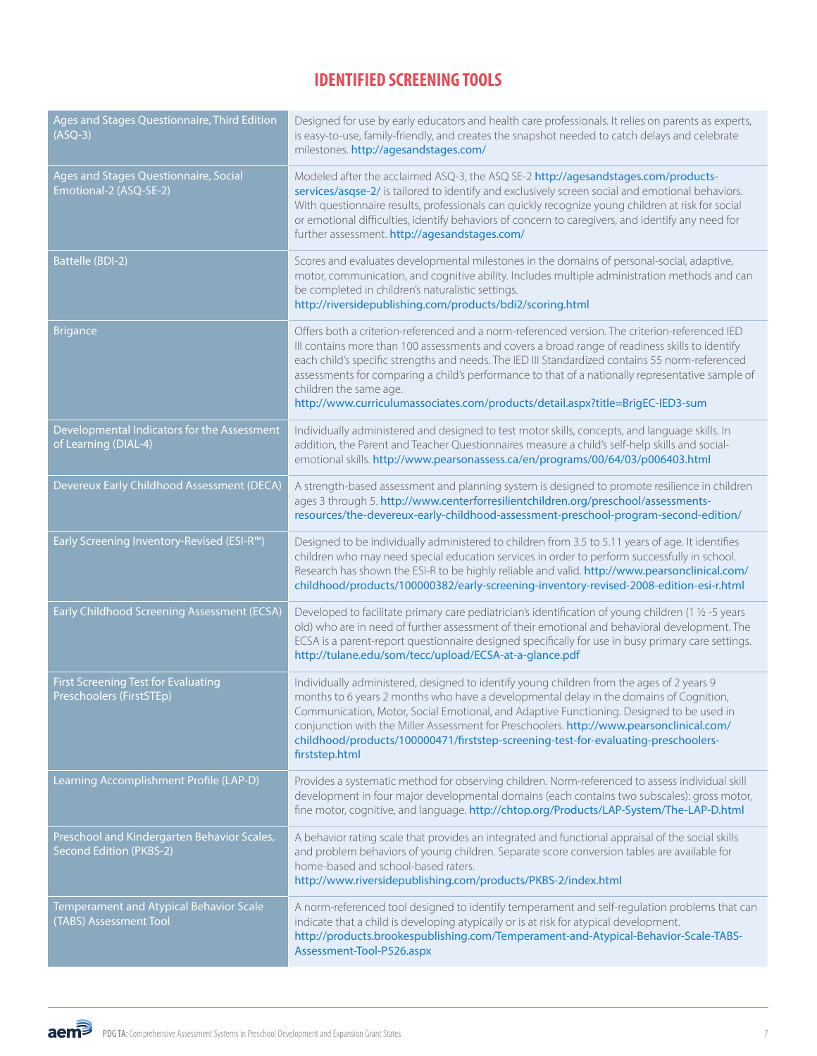## IDENTIFIED SCREENING TOOLS

| Tool | Description |
|---|---|
| Ages and Stages Questionnaire, Third Edition (ASQ-3) | Designed for use by early educators and health care professionals. It relies on parents as experts, is easy-to-use, family-friendly, and creates the snapshot needed to catch delays and celebrate milestones. http://agesandstages.com/ |
| Ages and Stages Questionnaire, Social Emotional-2 (ASQ-SE-2) | Modeled after the acclaimed ASQ-3, the ASQ SE-2 http://agesandstages.com/products-services/asqse-2/ is tailored to identify and exclusively screen social and emotional behaviors. With questionnaire results, professionals can quickly recognize young children at risk for social or emotional difficulties, identify behaviors of concern to caregivers, and identify any need for further assessment. http://agesandstages.com/ |
| Battelle (BDI-2) | Scores and evaluates developmental milestones in the domains of personal-social, adaptive, motor, communication, and cognitive ability. Includes multiple administration methods and can be completed in children's naturalistic settings. http://riversidepublishing.com/products/bdi2/scoring.html |
| Brigance | Offers both a criterion-referenced and a norm-referenced version. The criterion-referenced IED III contains more than 100 assessments and covers a broad range of readiness skills to identify each child's specific strengths and needs. The IED III Standardized contains 55 norm-referenced assessments for comparing a child's performance to that of a nationally representative sample of children the same age. http://www.curriculumassociates.com/products/detail.aspx?title=BrigEC-IED3-sum |
| Developmental Indicators for the Assessment of Learning (DIAL-4) | Individually administered and designed to test motor skills, concepts, and language skills. In addition, the Parent and Teacher Questionnaires measure a child's self-help skills and social-emotional skills. http://www.pearsonassess.ca/en/programs/00/64/03/p006403.html |
| Devereux Early Childhood Assessment (DECA) | A strength-based assessment and planning system is designed to promote resilience in children ages 3 through 5. http://www.centerforresilientchildren.org/preschool/assessments-resources/the-devereux-early-childhood-assessment-preschool-program-second-edition/ |
| Early Screening Inventory-Revised (ESI-R™) | Designed to be individually administered to children from 3.5 to 5.11 years of age. It identifies children who may need special education services in order to perform successfully in school. Research has shown the ESI-R to be highly reliable and valid. http://www.pearsonclinical.com/childhood/products/100000382/early-screening-inventory-revised-2008-edition-esi-r.html |
| Early Childhood Screening Assessment (ECSA) | Developed to facilitate primary care pediatrician's identification of young children (1 ½ -5 years old) who are in need of further assessment of their emotional and behavioral development. The ECSA is a parent-report questionnaire designed specifically for use in busy primary care settings. http://tulane.edu/som/tecc/upload/ECSA-at-a-glance.pdf |
| First Screening Test for Evaluating Preschoolers (FirstSTEp) | Individually administered, designed to identify young children from the ages of 2 years 9 months to 6 years 2 months who have a developmental delay in the domains of Cognition, Communication, Motor, Social Emotional, and Adaptive Functioning. Designed to be used in conjunction with the Miller Assessment for Preschoolers. http://www.pearsonclinical.com/childhood/products/100000471/firststep-screening-test-for-evaluating-preschoolers-firststep.html |
| Learning Accomplishment Profile (LAP-D) | Provides a systematic method for observing children. Norm-referenced to assess individual skill development in four major developmental domains (each contains two subscales): gross motor, fine motor, cognitive, and language. http://chtop.org/Products/LAP-System/The-LAP-D.html |
| Preschool and Kindergarten Behavior Scales, Second Edition (PKBS-2) | A behavior rating scale that provides an integrated and functional appraisal of the social skills and problem behaviors of young children. Separate score conversion tables are available for home-based and school-based raters. http://www.riversidepublishing.com/products/PKBS-2/index.html |
| Temperament and Atypical Behavior Scale (TABS) Assessment Tool | A norm-referenced tool designed to identify temperament and self-regulation problems that can indicate that a child is developing atypically or is at risk for atypical development. http://products.brookespublishing.com/Temperament-and-Atypical-Behavior-Scale-TABS-Assessment-Tool-P526.aspx |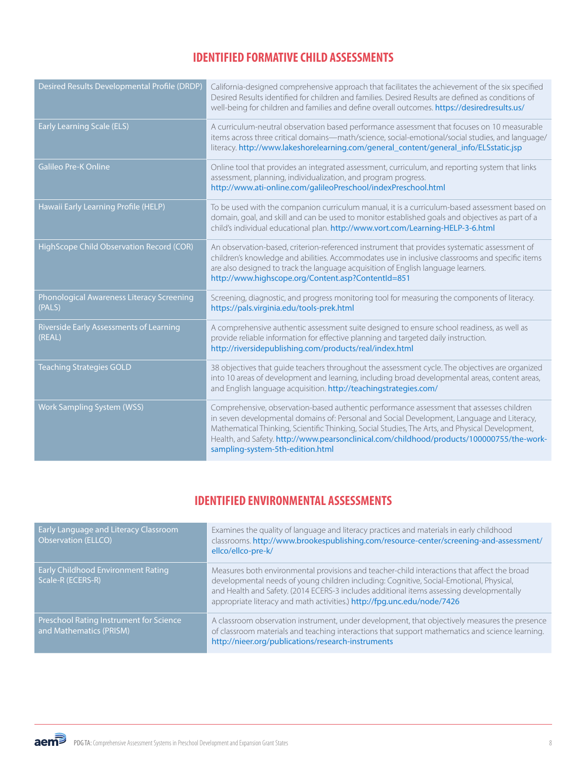## IDENTIFIED FORMATIVE CHILD ASSESSMENTS

| | |
|---|---|
| Desired Results Developmental Profile (DRDP) | California-designed comprehensive approach that facilitates the achievement of the six specified Desired Results identified for children and families. Desired Results are defined as conditions of well-being for children and families and define overall outcomes. https://desiredresults.us/ |
| Early Learning Scale (ELS) | A curriculum-neutral observation based performance assessment that focuses on 10 measurable items across three critical domains—math/science, social-emotional/social studies, and language/literacy. http://www.lakeshorelearning.com/general_content/general_info/ELSstatic.jsp |
| Galileo Pre-K Online | Online tool that provides an integrated assessment, curriculum, and reporting system that links assessment, planning, individualization, and program progress. http://www.ati-online.com/galileoPreschool/indexPreschool.html |
| Hawaii Early Learning Profile (HELP) | To be used with the companion curriculum manual, it is a curriculum-based assessment based on domain, goal, and skill and can be used to monitor established goals and objectives as part of a child's individual educational plan. http://www.vort.com/Learning-HELP-3-6.html |
| HighScope Child Observation Record (COR) | An observation-based, criterion-referenced instrument that provides systematic assessment of children's knowledge and abilities. Accommodates use in inclusive classrooms and specific items are also designed to track the language acquisition of English language learners. http://www.highscope.org/Content.asp?ContentId=851 |
| Phonological Awareness Literacy Screening (PALS) | Screening, diagnostic, and progress monitoring tool for measuring the components of literacy. https://pals.virginia.edu/tools-prek.html |
| Riverside Early Assessments of Learning (REAL) | A comprehensive authentic assessment suite designed to ensure school readiness, as well as provide reliable information for effective planning and targeted daily instruction. http://riversidepublishing.com/products/real/index.html |
| Teaching Strategies GOLD | 38 objectives that guide teachers throughout the assessment cycle. The objectives are organized into 10 areas of development and learning, including broad developmental areas, content areas, and English language acquisition. http://teachingstrategies.com/ |
| Work Sampling System (WSS) | Comprehensive, observation-based authentic performance assessment that assesses children in seven developmental domains of: Personal and Social Development, Language and Literacy, Mathematical Thinking, Scientific Thinking, Social Studies, The Arts, and Physical Development, Health, and Safety. http://www.pearsonclinical.com/childhood/products/100000755/the-work-sampling-system-5th-edition.html |

## IDENTIFIED ENVIRONMENTAL ASSESSMENTS

| | |
|---|---|
| Early Language and Literacy Classroom Observation (ELLCO) | Examines the quality of language and literacy practices and materials in early childhood classrooms. http://www.brookespublishing.com/resource-center/screening-and-assessment/ellco/ellco-pre-k/ |
| Early Childhood Environment Rating Scale-R (ECERS-R) | Measures both environmental provisions and teacher-child interactions that affect the broad developmental needs of young children including: Cognitive, Social-Emotional, Physical, and Health and Safety. (2014 ECERS-3 includes additional items assessing developmentally appropriate literacy and math activities.) http://fpg.unc.edu/node/7426 |
| Preschool Rating Instrument for Science and Mathematics (PRISM) | A classroom observation instrument, under development, that objectively measures the presence of classroom materials and teaching interactions that support mathematics and science learning. http://nieer.org/publications/research-instruments |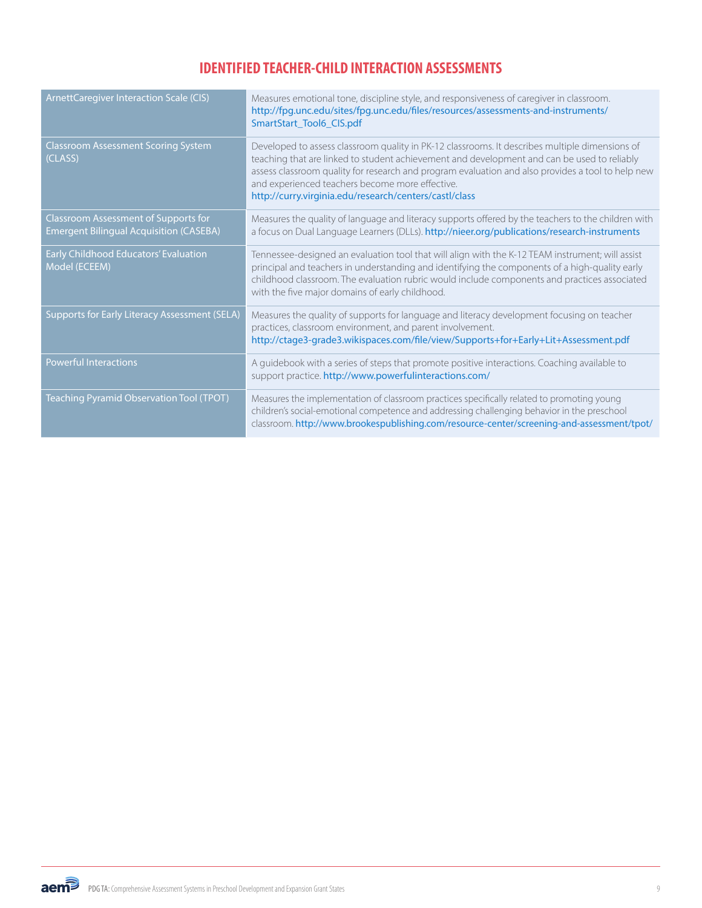## IDENTIFIED TEACHER-CHILD INTERACTION ASSESSMENTS

| | |
|---|---|
| ArnettCaregiver Interaction Scale (CIS) | Measures emotional tone, discipline style, and responsiveness of caregiver in classroom. http://fpg.unc.edu/sites/fpg.unc.edu/files/resources/assessments-and-instruments/SmartStart_Tool6_CIS.pdf |
| Classroom Assessment Scoring System (CLASS) | Developed to assess classroom quality in PK-12 classrooms. It describes multiple dimensions of teaching that are linked to student achievement and development and can be used to reliably assess classroom quality for research and program evaluation and also provides a tool to help new and experienced teachers become more effective. http://curry.virginia.edu/research/centers/castl/class |
| Classroom Assessment of Supports for Emergent Bilingual Acquisition (CASEBA) | Measures the quality of language and literacy supports offered by the teachers to the children with a focus on Dual Language Learners (DLLs). http://nieer.org/publications/research-instruments |
| Early Childhood Educators' Evaluation Model (ECEEM) | Tennessee-designed an evaluation tool that will align with the K-12 TEAM instrument; will assist principal and teachers in understanding and identifying the components of a high-quality early childhood classroom. The evaluation rubric would include components and practices associated with the five major domains of early childhood. |
| Supports for Early Literacy Assessment (SELA) | Measures the quality of supports for language and literacy development focusing on teacher practices, classroom environment, and parent involvement. http://ctage3-grade3.wikispaces.com/file/view/Supports+for+Early+Lit+Assessment.pdf |
| Powerful Interactions | A guidebook with a series of steps that promote positive interactions. Coaching available to support practice. http://www.powerfulinteractions.com/ |
| Teaching Pyramid Observation Tool (TPOT) | Measures the implementation of classroom practices specifically related to promoting young children's social-emotional competence and addressing challenging behavior in the preschool classroom. http://www.brookespublishing.com/resource-center/screening-and-assessment/tpot/ |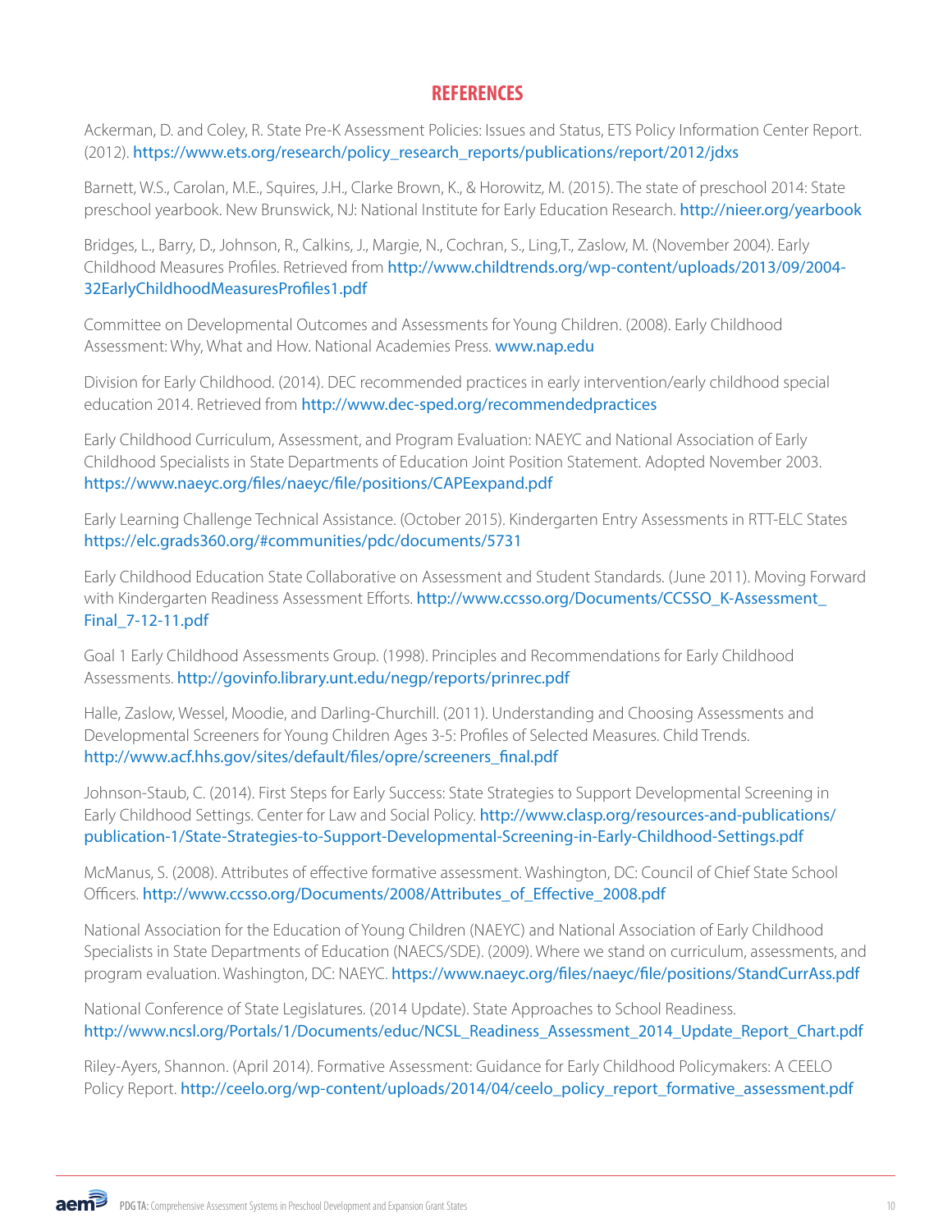## REFERENCES

Ackerman, D. and Coley, R. State Pre-K Assessment Policies: Issues and Status, ETS Policy Information Center Report. (2012). https://www.ets.org/research/policy_research_reports/publications/report/2012/jdxs

Barnett, W.S., Carolan, M.E., Squires, J.H., Clarke Brown, K., & Horowitz, M. (2015). The state of preschool 2014: State preschool yearbook. New Brunswick, NJ: National Institute for Early Education Research. http://nieer.org/yearbook

Bridges, L., Barry, D., Johnson, R., Calkins, J., Margie, N., Cochran, S., Ling,T., Zaslow, M. (November 2004). Early Childhood Measures Profiles. Retrieved from http://www.childtrends.org/wp-content/uploads/2013/09/2004-32EarlyChildhoodMeasuresProfiles1.pdf

Committee on Developmental Outcomes and Assessments for Young Children. (2008). Early Childhood Assessment: Why, What and How. National Academies Press. www.nap.edu

Division for Early Childhood. (2014). DEC recommended practices in early intervention/early childhood special education 2014. Retrieved from http://www.dec-sped.org/recommendedpractices

Early Childhood Curriculum, Assessment, and Program Evaluation: NAEYC and National Association of Early Childhood Specialists in State Departments of Education Joint Position Statement. Adopted November 2003. https://www.naeyc.org/files/naeyc/file/positions/CAPEexpand.pdf

Early Learning Challenge Technical Assistance. (October 2015). Kindergarten Entry Assessments in RTT-ELC States https://elc.grads360.org/#communities/pdc/documents/5731

Early Childhood Education State Collaborative on Assessment and Student Standards. (June 2011). Moving Forward with Kindergarten Readiness Assessment Efforts. http://www.ccsso.org/Documents/CCSSO_K-Assessment_Final_7-12-11.pdf

Goal 1 Early Childhood Assessments Group. (1998). Principles and Recommendations for Early Childhood Assessments. http://govinfo.library.unt.edu/negp/reports/prinrec.pdf

Halle, Zaslow, Wessel, Moodie, and Darling-Churchill. (2011). Understanding and Choosing Assessments and Developmental Screeners for Young Children Ages 3-5: Profiles of Selected Measures. Child Trends. http://www.acf.hhs.gov/sites/default/files/opre/screeners_final.pdf

Johnson-Staub, C. (2014). First Steps for Early Success: State Strategies to Support Developmental Screening in Early Childhood Settings. Center for Law and Social Policy. http://www.clasp.org/resources-and-publications/publication-1/State-Strategies-to-Support-Developmental-Screening-in-Early-Childhood-Settings.pdf

McManus, S. (2008). Attributes of effective formative assessment. Washington, DC: Council of Chief State School Officers. http://www.ccsso.org/Documents/2008/Attributes_of_Effective_2008.pdf

National Association for the Education of Young Children (NAEYC) and National Association of Early Childhood Specialists in State Departments of Education (NAECS/SDE). (2009). Where we stand on curriculum, assessments, and program evaluation. Washington, DC: NAEYC. https://www.naeyc.org/files/naeyc/file/positions/StandCurrAss.pdf

National Conference of State Legislatures. (2014 Update). State Approaches to School Readiness. http://www.ncsl.org/Portals/1/Documents/educ/NCSL_Readiness_Assessment_2014_Update_Report_Chart.pdf

Riley-Ayers, Shannon. (April 2014). Formative Assessment: Guidance for Early Childhood Policymakers: A CEELO Policy Report. http://ceelo.org/wp-content/uploads/2014/04/ceelo_policy_report_formative_assessment.pdf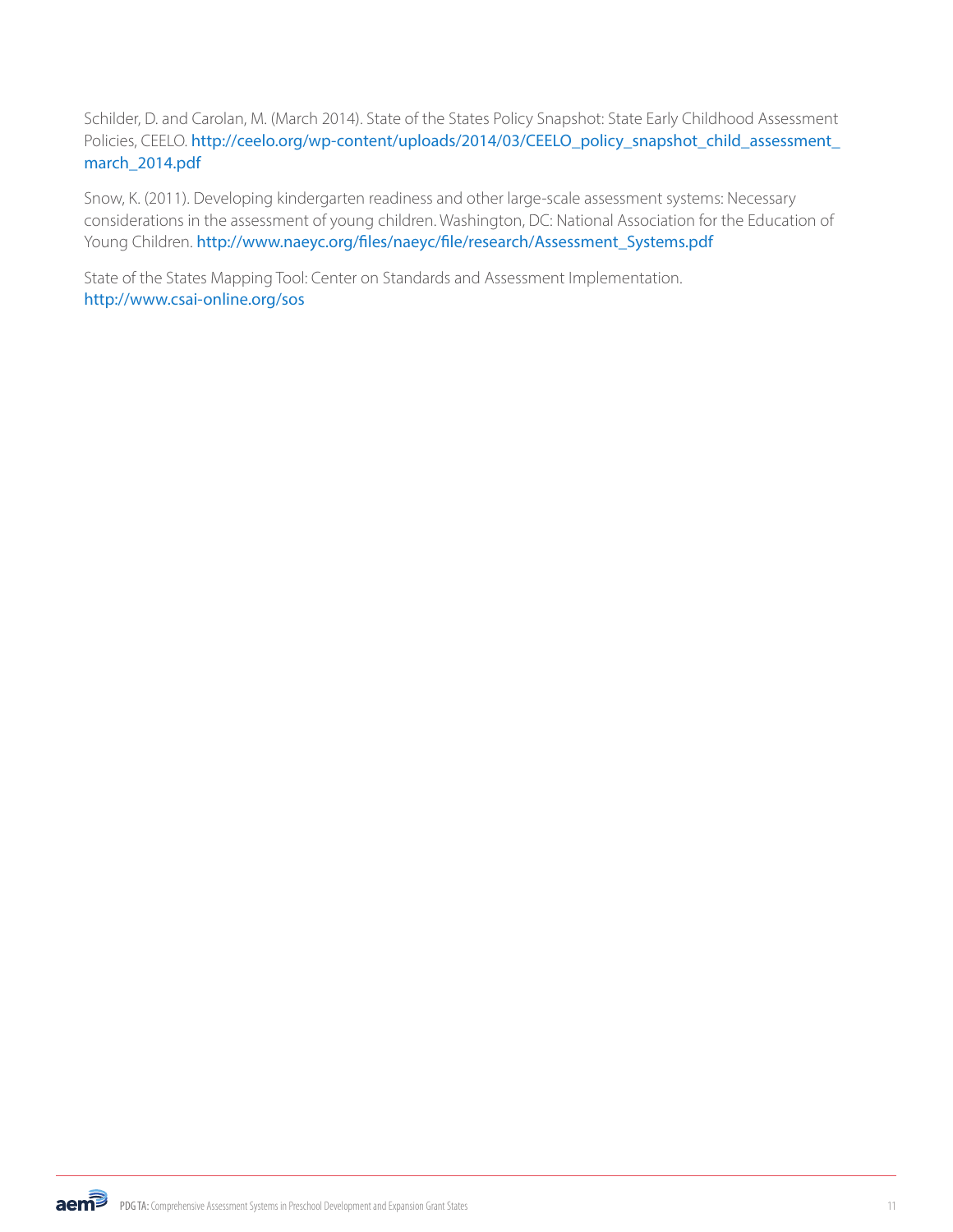Schilder, D. and Carolan, M. (March 2014). State of the States Policy Snapshot: State Early Childhood Assessment Policies, CEELO. http://ceelo.org/wp-content/uploads/2014/03/CEELO_policy_snapshot_child_assessment_march_2014.pdf

Snow, K. (2011). Developing kindergarten readiness and other large-scale assessment systems: Necessary considerations in the assessment of young children. Washington, DC: National Association for the Education of Young Children. http://www.naeyc.org/files/naeyc/file/research/Assessment_Systems.pdf

State of the States Mapping Tool: Center on Standards and Assessment Implementation. http://www.csai-online.org/sos